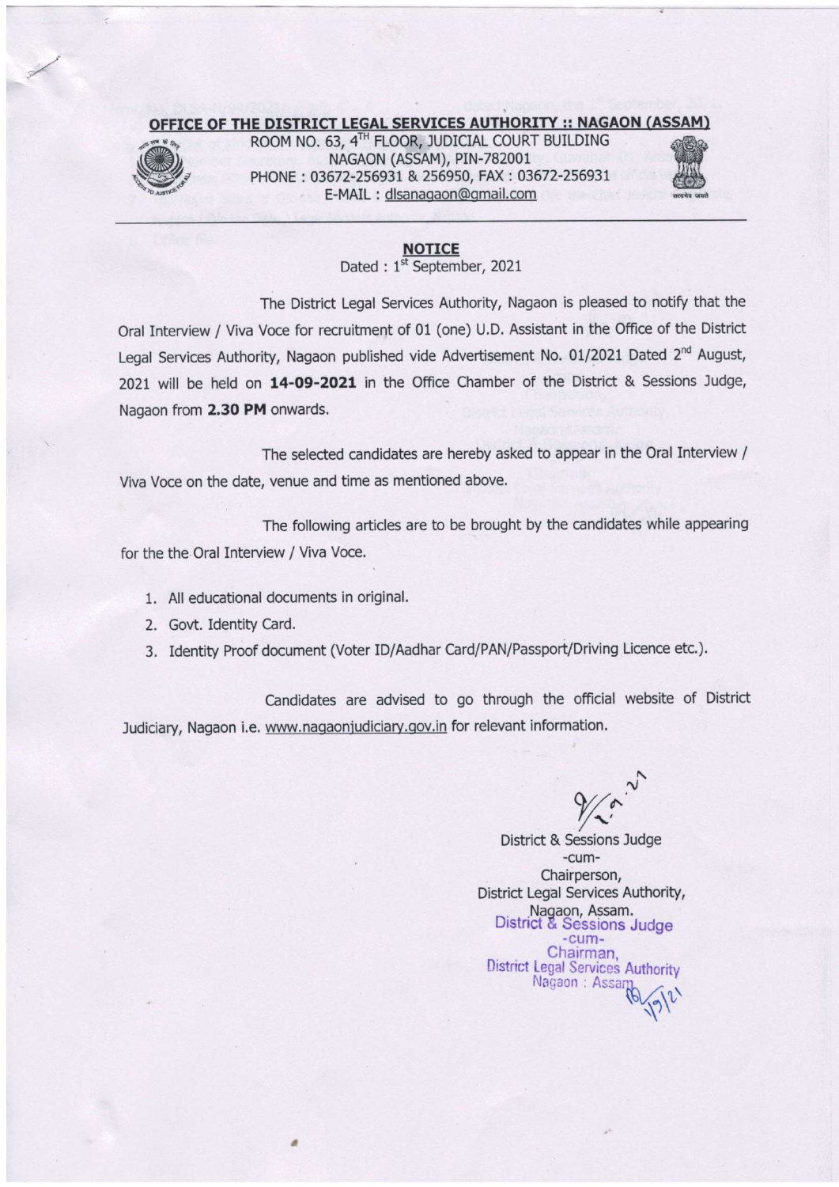**OFFICE OF THE DISTRICT LEGAL SERVICES AUTHORITY :: NAGAON (ASSAM)**

ROOM NO. 63, 4TH FLOOR, JUDICIAL COURT BUILDING
NAGAON (ASSAM), PIN-782001
PHONE : 03672-256931 & 256950, FAX : 03672-256931
E-MAIL : dlsanagaon@gmail.com

**NOTICE**

Dated : 1st September, 2021

The District Legal Services Authority, Nagaon is pleased to notify that the Oral Interview / Viva Voce for recruitment of 01 (one) U.D. Assistant in the Office of the District Legal Services Authority, Nagaon published vide Advertisement No. 01/2021 Dated 2nd August, 2021 will be held on **14-09-2021** in the Office Chamber of the District & Sessions Judge, Nagaon from **2.30 PM** onwards.

The selected candidates are hereby asked to appear in the Oral Interview / Viva Voce on the date, venue and time as mentioned above.

The following articles are to be brought by the candidates while appearing for the the Oral Interview / Viva Voce.

1. All educational documents in original.
2. Govt. Identity Card.
3. Identity Proof document (Voter ID/Aadhar Card/PAN/Passport/Driving Licence etc.).

Candidates are advised to go through the official website of District Judiciary, Nagaon i.e. www.nagaonjudiciary.gov.in for relevant information.

9/1.9.21

District & Sessions Judge
-cum-
Chairperson,
District Legal Services Authority,
Nagaon, Assam.

District & Sessions Judge
-cum-
Chairman,
District Legal Services Authority
Nagaon : Assam
1/9/21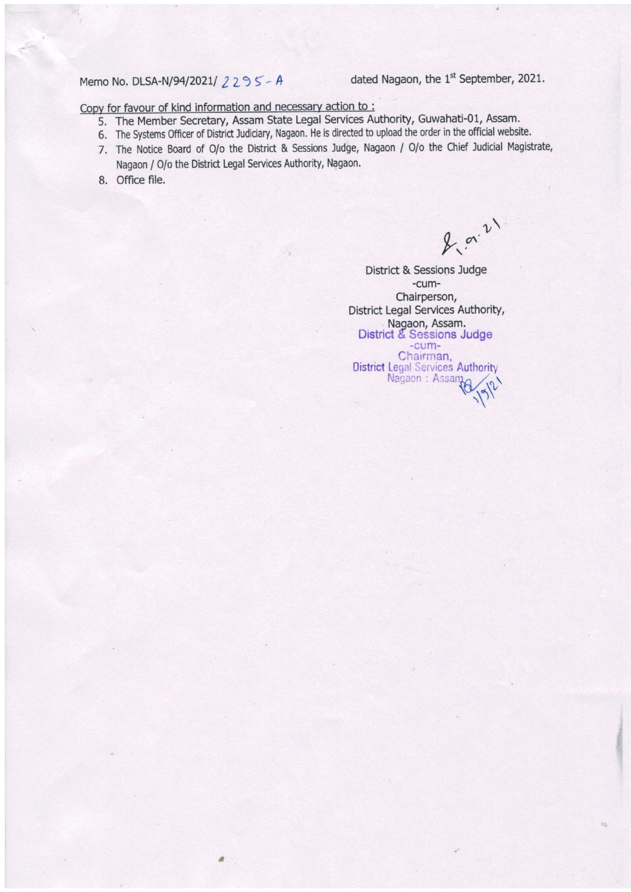Memo No. DLSA-N/94/2021/ 2295-A dated Nagaon, the 1st September, 2021.

Copy for favour of kind information and necessary action to :

5. The Member Secretary, Assam State Legal Services Authority, Guwahati-01, Assam.
6. The Systems Officer of District Judiciary, Nagaon. He is directed to upload the order in the official website.
7. The Notice Board of O/o the District & Sessions Judge, Nagaon / O/o the Chief Judicial Magistrate, Nagaon / O/o the District Legal Services Authority, Nagaon.
8. Office file.

1.9.21

District & Sessions Judge
-cum-
Chairperson,
District Legal Services Authority,
Nagaon, Assam.

District & Sessions Judge
-cum-
Chairman,
District Legal Services Authority
Nagaon : Assam
1/9/21